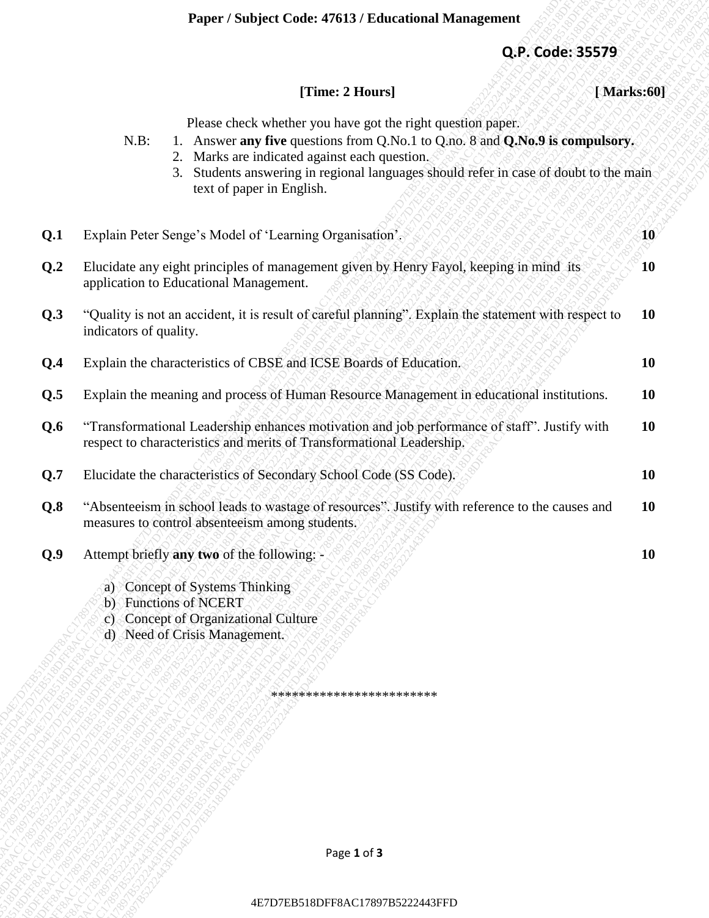**Paper / Subject Code: 47613 / Educational Management**

**Q.P. Code: 35579**

**[Time: 2 Hours]** **[ Marks:60]**

Please check whether you have got the right question paper.

N.B:
1. Answer **any five** questions from Q.No.1 to Q.no. 8 and **Q.No.9 is compulsory.**
2. Marks are indicated against each question.
3. Students answering in regional languages should refer in case of doubt to the main text of paper in English.

| | | |
|---|---|---|
| **Q.1** | Explain Peter Senge's Model of 'Learning Organisation'. | **10** |
| **Q.2** | Elucidate any eight principles of management given by Henry Fayol, keeping in mind its application to Educational Management. | **10** |
| **Q.3** | "Quality is not an accident, it is result of careful planning". Explain the statement with respect to indicators of quality. | **10** |
| **Q.4** | Explain the characteristics of CBSE and ICSE Boards of Education. | **10** |
| **Q.5** | Explain the meaning and process of Human Resource Management in educational institutions. | **10** |
| **Q.6** | "Transformational Leadership enhances motivation and job performance of staff". Justify with respect to characteristics and merits of Transformational Leadership. | **10** |
| **Q.7** | Elucidate the characteristics of Secondary School Code (SS Code). | **10** |
| **Q.8** | "Absenteeism in school leads to wastage of resources". Justify with reference to the causes and measures to control absenteeism among students. | **10** |
| **Q.9** | Attempt briefly **any two** of the following: - | **10** |

a) Concept of Systems Thinking
b) Functions of NCERT
c) Concept of Organizational Culture
d) Need of Crisis Management.

\*\*\*\*\*\*\*\*\*\*\*\*\*\*\*\*\*\*\*\*\*\*\*\*

4E7D7EB518DFF8AC17897B5222443FFD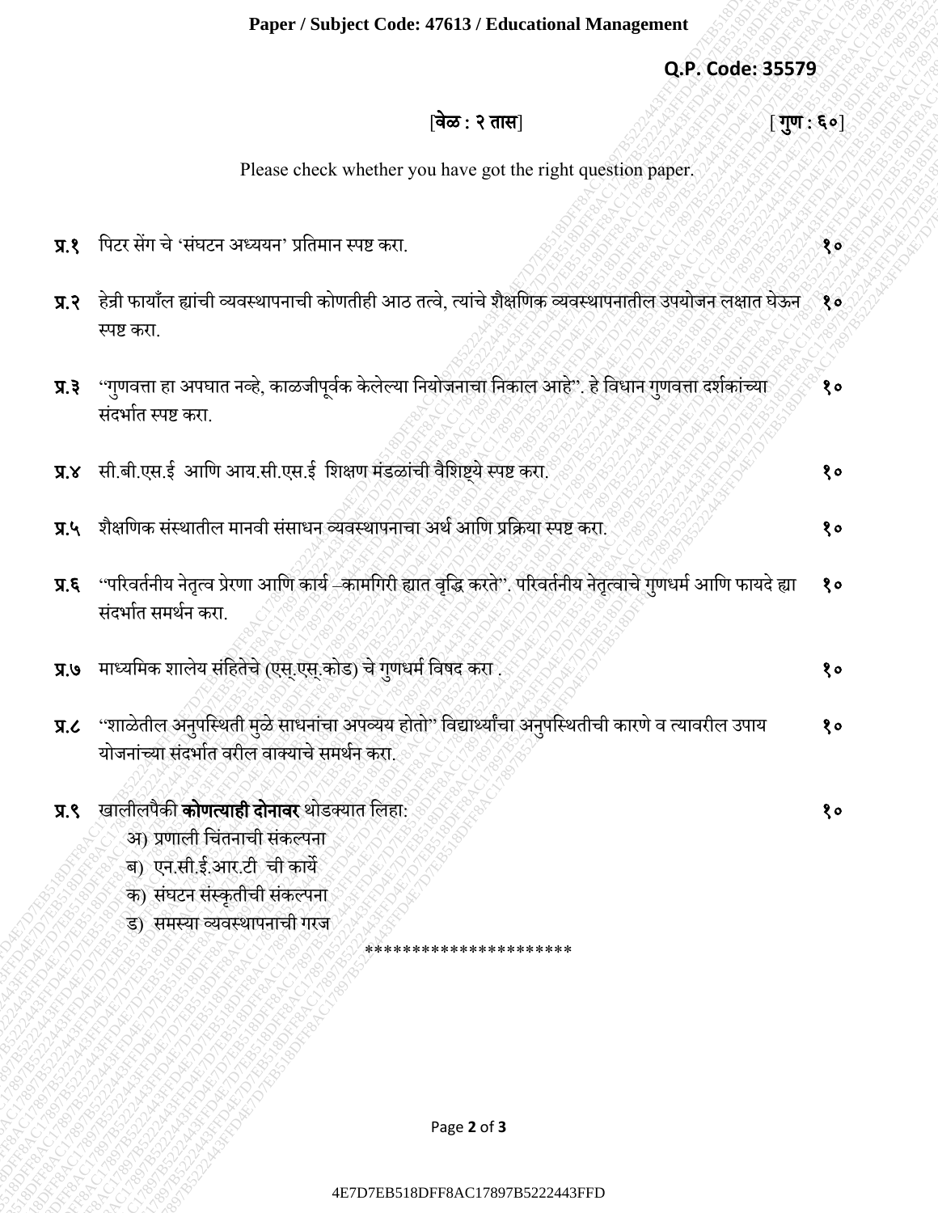**Paper / Subject Code: 47613 / Educational Management**

**Q.P. Code: 35579**

[**वेळ : २ तास**] [ **गुण : ६०**]

Please check whether you have got the right question paper.

**प्र.१** पिटर सेंग चे 'संघटन अध्ययन' प्रतिमान स्पष्ट करा. **१०**

**प्र.२** हेन्री फायाँल ह्यांची व्यवस्थापनाची कोणतीही आठ तत्वे, त्यांचे शैक्षणिक व्यवस्थापनातील उपयोजन लक्षात घेऊन स्पष्ट करा. **१०**

**प्र.३** "गुणवत्ता हा अपघात नव्हे, काळजीपूर्वक केलेल्या नियोजनाचा निकाल आहे". हे विधान गुणवत्ता दर्शकांच्या संदर्भात स्पष्ट करा. **१०**

**प्र.४** सी.बी.एस.ई आणि आय.सी.एस.ई शिक्षण मंडळांची वैशिष्ट्ये स्पष्ट करा. **१०**

**प्र.५** शैक्षणिक संस्थातील मानवी संसाधन व्यवस्थापनाचा अर्थ आणि प्रक्रिया स्पष्ट करा. **१०**

**प्र.६** "परिवर्तनीय नेतृत्व प्रेरणा आणि कार्य –कामगिरी ह्यात वृद्धि करते". परिवर्तनीय नेतृत्वाचे गुणधर्म आणि फायदे ह्या संदर्भात समर्थन करा. **१०**

**प्र.७** माध्यमिक शालेय संहितेचे (एस्.एस्.कोड) चे गुणधर्म विषद करा . **१०**

**प्र.८** "शाळेतील अनुपस्थिती मुळे साधनांचा अपव्यय होतो" विद्यार्थ्यांचा अनुपस्थितीची कारणे व त्यावरील उपाय योजनांच्या संदर्भात वरील वाक्याचे समर्थन करा. **१०**

**प्र.९** खालीलपैकी **कोणत्याही दोनावर** थोडक्यात लिहा: **१०**

अ) प्रणाली चिंतनाची संकल्पना

ब) एन.सी.ई.आर.टी ची कार्ये

क) संघटन संस्कृतीची संकल्पना

ड) समस्या व्यवस्थापनाची गरज

*********************

4E7D7EB518DFF8AC17897B5222443FFD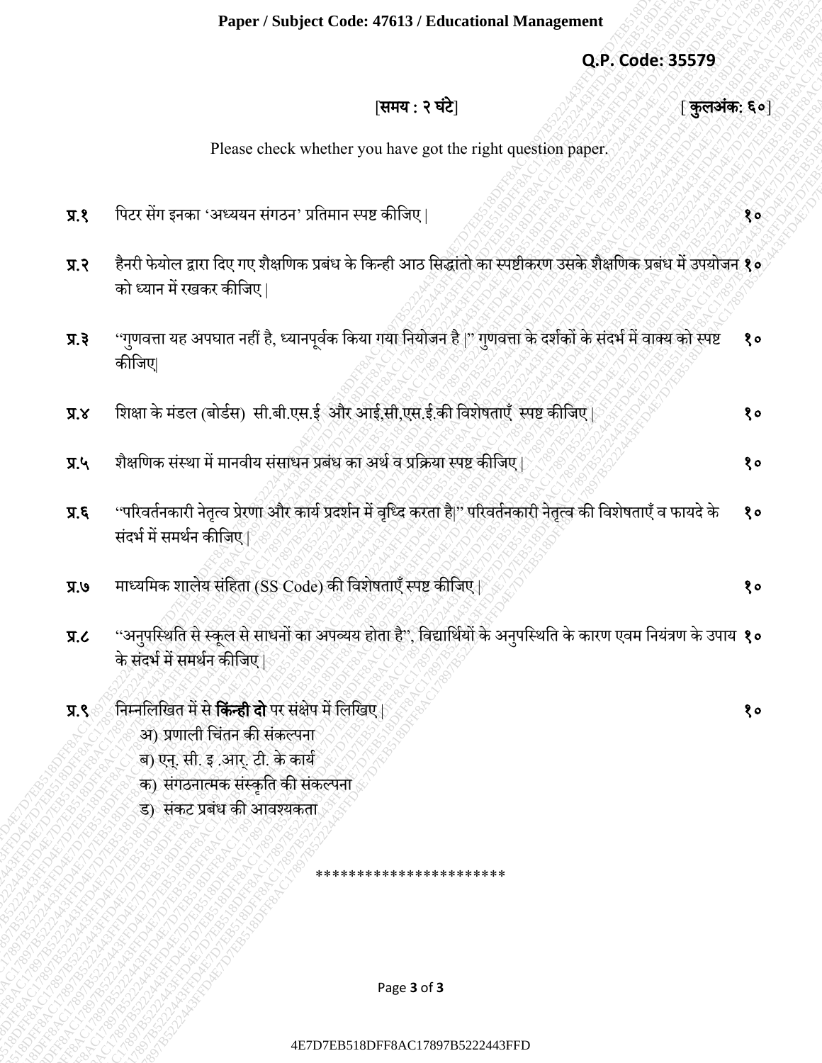**Paper / Subject Code: 47613 / Educational Management**

**Q.P. Code: 35579**

[**समय : २ घंटे**] [ **कुलअंक**: ६०]

Please check whether you have got the right question paper.

| | | |
|---|---|---|
| **प्र.१** | पिटर सेंग इनका 'अध्ययन संगठन' प्रतिमान स्पष्ट कीजिए | | १० |
| **प्र.२** | हैनरी फेयोल द्वारा दिए गए शैक्षणिक प्रबंध के किन्ही आठ सिद्धांतो का स्पष्टीकरण उसके शैक्षणिक प्रबंध में उपयोजन को ध्यान में रखकर कीजिए | | १० |
| **प्र.३** | "गुणवत्ता यह अपघात नहीं है, ध्यानपूर्वक किया गया नियोजन है |" गुणवत्ता के दर्शकों के संदर्भ में वाक्य को स्पष्ट कीजिए| | १० |
| **प्र.४** | शिक्षा के मंडल (बोर्डस) सी.बी.एस.ई और आई,सी,एस.ई.की विशेषताएँ स्पष्ट कीजिए | | १० |
| **प्र.५** | शैक्षणिक संस्था में मानवीय संसाधन प्रबंध का अर्थ व प्रक्रिया स्पष्ट कीजिए | | १० |
| **प्र.६** | "परिवर्तनकारी नेतृत्व प्रेरणा और कार्य प्रदर्शन में वृध्दि करता है|" परिवर्तनकारी नेतृत्व की विशेषताएँ व फायदे के संदर्भ में समर्थन कीजिए | | १० |
| **प्र.७** | माध्यमिक शालेय संहिता (SS Code) की विशेषताएँ स्पष्ट कीजिए | | १० |
| **प्र.८** | "अनुपस्थिति से स्कूल से साधनों का अपव्यय होता है", विद्यार्थियों के अनुपस्थिति के कारण एवम नियंत्रण के उपाय के संदर्भ में समर्थन कीजिए | | १० |
| **प्र.९** | निम्नलिखित में से **किंन्ही दो** पर संक्षेप में लिखिए |<br>अ) प्रणाली चिंतन की संकल्पना<br>ब) एन्. सी. इ .आर्. टी. के कार्य<br>क) संगठनात्मक संस्कृति की संकल्पना<br>ड) संकट प्रबंध की आवश्यकता | १० |

\*\*\*\*\*\*\*\*\*\*\*\*\*\*\*\*\*\*\*\*\*\*\*